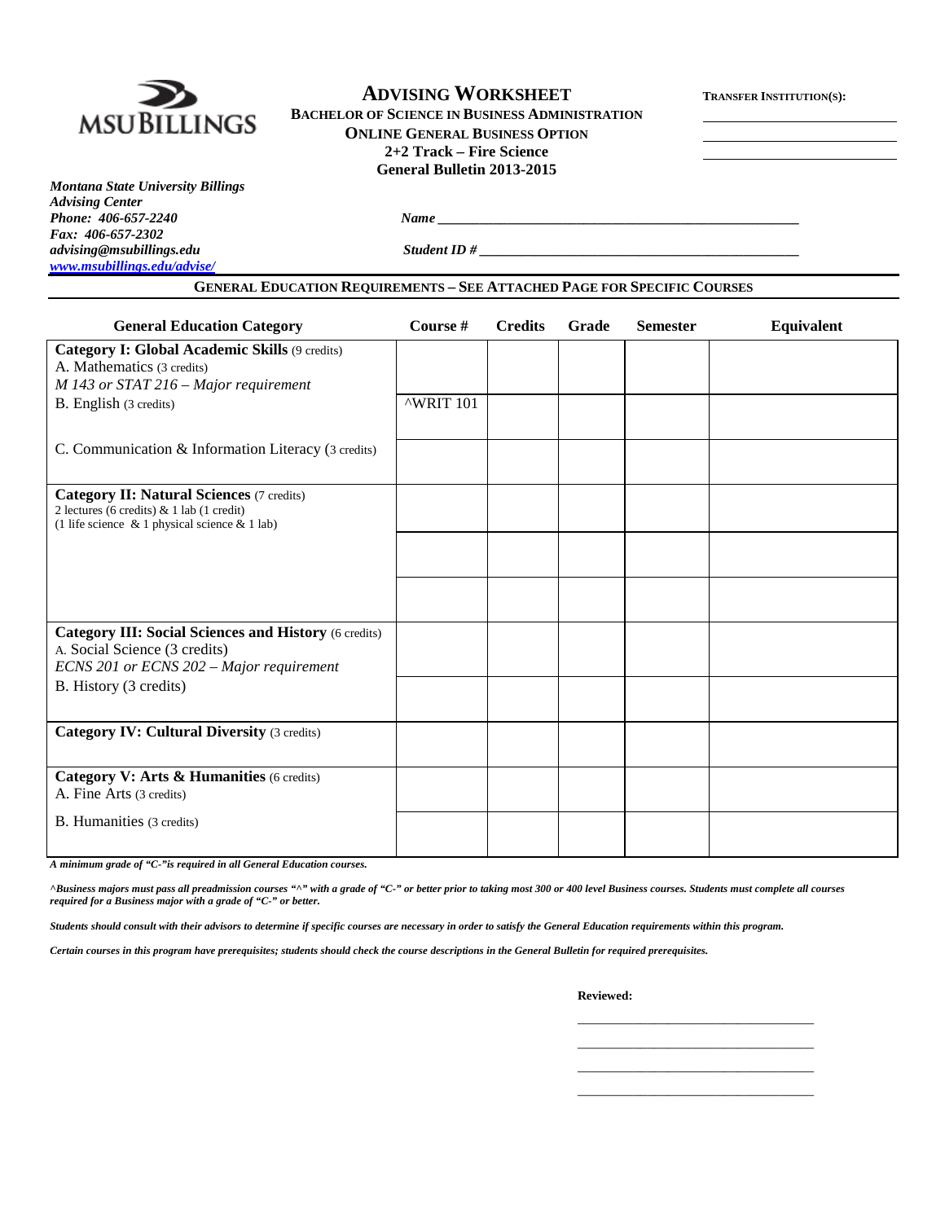MSU BILLINGS

# ADVISING WORKSHEET

**BACHELOR OF SCIENCE IN BUSINESS ADMINISTRATION**
**ONLINE GENERAL BUSINESS OPTION**
**2+2 Track – Fire Science**
**General Bulletin 2013-2015**

**TRANSFER INSTITUTION(S):**

______________________

______________________

______________________

***Montana State University Billings***
***Advising Center***
***Phone: 406-657-2240***
***Fax: 406-657-2302***
***advising@msubillings.edu***
***www.msubillings.edu/advise/***

***Name*** ______________________________________________

***Student ID #*** ______________________________________________

## GENERAL EDUCATION REQUIREMENTS – SEE ATTACHED PAGE FOR SPECIFIC COURSES

| General Education Category | Course # | Credits | Grade | Semester | Equivalent |
|---|---|---|---|---|---|
| **Category I: Global Academic Skills** (9 credits)<br>A. Mathematics (3 credits)<br>*M 143 or STAT 216 – Major requirement* | | | | | |
| B. English (3 credits) | ^WRIT 101 | | | | |
| C. Communication & Information Literacy (3 credits) | | | | | |
| **Category II: Natural Sciences** (7 credits)<br>2 lectures (6 credits) & 1 lab (1 credit)<br>(1 life science & 1 physical science & 1 lab) | | | | | |
| | | | | | |
| | | | | | |
| **Category III: Social Sciences and History** (6 credits)<br>A. Social Science (3 credits)<br>*ECNS 201 or ECNS 202 – Major requirement* | | | | | |
| B. History (3 credits) | | | | | |
| **Category IV: Cultural Diversity** (3 credits) | | | | | |
| **Category V: Arts & Humanities** (6 credits)<br>A. Fine Arts (3 credits) | | | | | |
| B. Humanities (3 credits) | | | | | |

***A minimum grade of "C-" is required in all General Education courses.***

***^Business majors must pass all preadmission courses "^" with a grade of "C-" or better prior to taking most 300 or 400 level Business courses. Students must complete all courses required for a Business major with a grade of "C-" or better.***

***Students should consult with their advisors to determine if specific courses are necessary in order to satisfy the General Education requirements within this program.***

***Certain courses in this program have prerequisites; students should check the course descriptions in the General Bulletin for required prerequisites.***

**Reviewed:**

______________________________

______________________________

______________________________

______________________________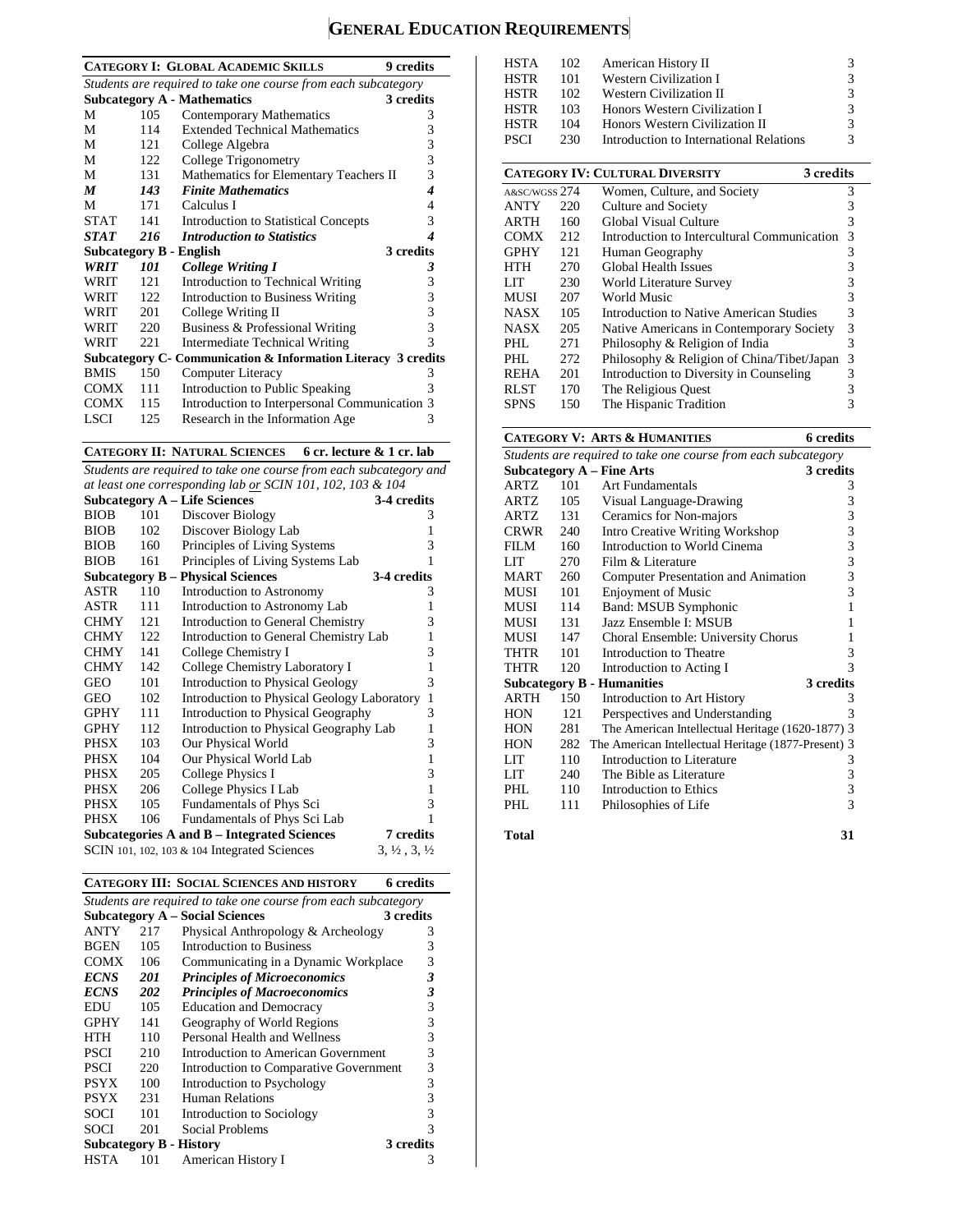# GENERAL EDUCATION REQUIREMENTS

| **CATEGORY I: GLOBAL ACADEMIC SKILLS** | | | **9 credits** |
|---|---|---|---|
| *Students are required to take one course from each subcategory* | | | |
| **Subcategory A - Mathematics** | | | **3 credits** |
| M | 105 | Contemporary Mathematics | 3 |
| M | 114 | Extended Technical Mathematics | 3 |
| M | 121 | College Algebra | 3 |
| M | 122 | College Trigonometry | 3 |
| M | 131 | Mathematics for Elementary Teachers II | 3 |
| ***M*** | ***143*** | ***Finite Mathematics*** | ***4*** |
| M | 171 | Calculus I | 4 |
| STAT | 141 | Introduction to Statistical Concepts | 3 |
| ***STAT*** | ***216*** | ***Introduction to Statistics*** | ***4*** |
| **Subcategory B - English** | | | **3 credits** |
| ***WRIT*** | ***101*** | ***College Writing I*** | ***3*** |
| WRIT | 121 | Introduction to Technical Writing | 3 |
| WRIT | 122 | Introduction to Business Writing | 3 |
| WRIT | 201 | College Writing II | 3 |
| WRIT | 220 | Business & Professional Writing | 3 |
| WRIT | 221 | Intermediate Technical Writing | 3 |
| **Subcategory C- Communication & Information Literacy** | | | **3 credits** |
| BMIS | 150 | Computer Literacy | 3 |
| COMX | 111 | Introduction to Public Speaking | 3 |
| COMX | 115 | Introduction to Interpersonal Communication | 3 |
| LSCI | 125 | Research in the Information Age | 3 |

| **CATEGORY II: NATURAL SCIENCES** | | | **6 cr. lecture & 1 cr. lab** |
|---|---|---|---|
| *Students are required to take one course from each subcategory and at least one corresponding lab or SCIN 101, 102, 103 & 104* | | | |
| **Subcategory A – Life Sciences** | | | **3-4 credits** |
| BIOB | 101 | Discover Biology | 3 |
| BIOB | 102 | Discover Biology Lab | 1 |
| BIOB | 160 | Principles of Living Systems | 3 |
| BIOB | 161 | Principles of Living Systems Lab | 1 |
| **Subcategory B – Physical Sciences** | | | **3-4 credits** |
| ASTR | 110 | Introduction to Astronomy | 3 |
| ASTR | 111 | Introduction to Astronomy Lab | 1 |
| CHMY | 121 | Introduction to General Chemistry | 3 |
| CHMY | 122 | Introduction to General Chemistry Lab | 1 |
| CHMY | 141 | College Chemistry I | 3 |
| CHMY | 142 | College Chemistry Laboratory I | 1 |
| GEO | 101 | Introduction to Physical Geology | 3 |
| GEO | 102 | Introduction to Physical Geology Laboratory | 1 |
| GPHY | 111 | Introduction to Physical Geography | 3 |
| GPHY | 112 | Introduction to Physical Geography Lab | 1 |
| PHSX | 103 | Our Physical World | 3 |
| PHSX | 104 | Our Physical World Lab | 1 |
| PHSX | 205 | College Physics I | 3 |
| PHSX | 206 | College Physics I Lab | 1 |
| PHSX | 105 | Fundamentals of Phys Sci | 3 |
| PHSX | 106 | Fundamentals of Phys Sci Lab | 1 |
| **Subcategories A and B – Integrated Sciences** | | | **7 credits** |
| SCIN 101, 102, 103 & 104 Integrated Sciences | | | 3, ½ , 3, ½ |

| **CATEGORY III: SOCIAL SCIENCES AND HISTORY** | | | **6 credits** |
|---|---|---|---|
| *Students are required to take one course from each subcategory* | | | |
| **Subcategory A – Social Sciences** | | | **3 credits** |
| ANTY | 217 | Physical Anthropology & Archeology | 3 |
| BGEN | 105 | Introduction to Business | 3 |
| COMX | 106 | Communicating in a Dynamic Workplace | 3 |
| ***ECNS*** | ***201*** | ***Principles of Microeconomics*** | ***3*** |
| ***ECNS*** | ***202*** | ***Principles of Macroeconomics*** | ***3*** |
| EDU | 105 | Education and Democracy | 3 |
| GPHY | 141 | Geography of World Regions | 3 |
| HTH | 110 | Personal Health and Wellness | 3 |
| PSCI | 210 | Introduction to American Government | 3 |
| PSCI | 220 | Introduction to Comparative Government | 3 |
| PSYX | 100 | Introduction to Psychology | 3 |
| PSYX | 231 | Human Relations | 3 |
| SOCI | 101 | Introduction to Sociology | 3 |
| SOCI | 201 | Social Problems | 3 |
| **Subcategory B - History** | | | **3 credits** |
| HSTA | 101 | American History I | 3 |
| HSTA | 102 | American History II | 3 |
| HSTR | 101 | Western Civilization I | 3 |
| HSTR | 102 | Western Civilization II | 3 |
| HSTR | 103 | Honors Western Civilization I | 3 |
| HSTR | 104 | Honors Western Civilization II | 3 |
| PSCI | 230 | Introduction to International Relations | 3 |

| **CATEGORY IV: CULTURAL DIVERSITY** | | | **3 credits** |
|---|---|---|---|
| A&SC/WGSS | 274 | Women, Culture, and Society | 3 |
| ANTY | 220 | Culture and Society | 3 |
| ARTH | 160 | Global Visual Culture | 3 |
| COMX | 212 | Introduction to Intercultural Communication | 3 |
| GPHY | 121 | Human Geography | 3 |
| HTH | 270 | Global Health Issues | 3 |
| LIT | 230 | World Literature Survey | 3 |
| MUSI | 207 | World Music | 3 |
| NASX | 105 | Introduction to Native American Studies | 3 |
| NASX | 205 | Native Americans in Contemporary Society | 3 |
| PHL | 271 | Philosophy & Religion of India | 3 |
| PHL | 272 | Philosophy & Religion of China/Tibet/Japan | 3 |
| REHA | 201 | Introduction to Diversity in Counseling | 3 |
| RLST | 170 | The Religious Quest | 3 |
| SPNS | 150 | The Hispanic Tradition | 3 |

| **CATEGORY V: ARTS & HUMANITIES** | | | **6 credits** |
|---|---|---|---|
| *Students are required to take one course from each subcategory* | | | |
| **Subcategory A – Fine Arts** | | | **3 credits** |
| ARTZ | 101 | Art Fundamentals | 3 |
| ARTZ | 105 | Visual Language-Drawing | 3 |
| ARTZ | 131 | Ceramics for Non-majors | 3 |
| CRWR | 240 | Intro Creative Writing Workshop | 3 |
| FILM | 160 | Introduction to World Cinema | 3 |
| LIT | 270 | Film & Literature | 3 |
| MART | 260 | Computer Presentation and Animation | 3 |
| MUSI | 101 | Enjoyment of Music | 3 |
| MUSI | 114 | Band: MSUB Symphonic | 1 |
| MUSI | 131 | Jazz Ensemble I: MSUB | 1 |
| MUSI | 147 | Choral Ensemble: University Chorus | 1 |
| THTR | 101 | Introduction to Theatre | 3 |
| THTR | 120 | Introduction to Acting I | 3 |
| **Subcategory B - Humanities** | | | **3 credits** |
| ARTH | 150 | Introduction to Art History | 3 |
| HON | 121 | Perspectives and Understanding | 3 |
| HON | 281 | The American Intellectual Heritage (1620-1877) | 3 |
| HON | 282 | The American Intellectual Heritage (1877-Present) | 3 |
| LIT | 110 | Introduction to Literature | 3 |
| LIT | 240 | The Bible as Literature | 3 |
| PHL | 110 | Introduction to Ethics | 3 |
| PHL | 111 | Philosophies of Life | 3 |

**Total** **31**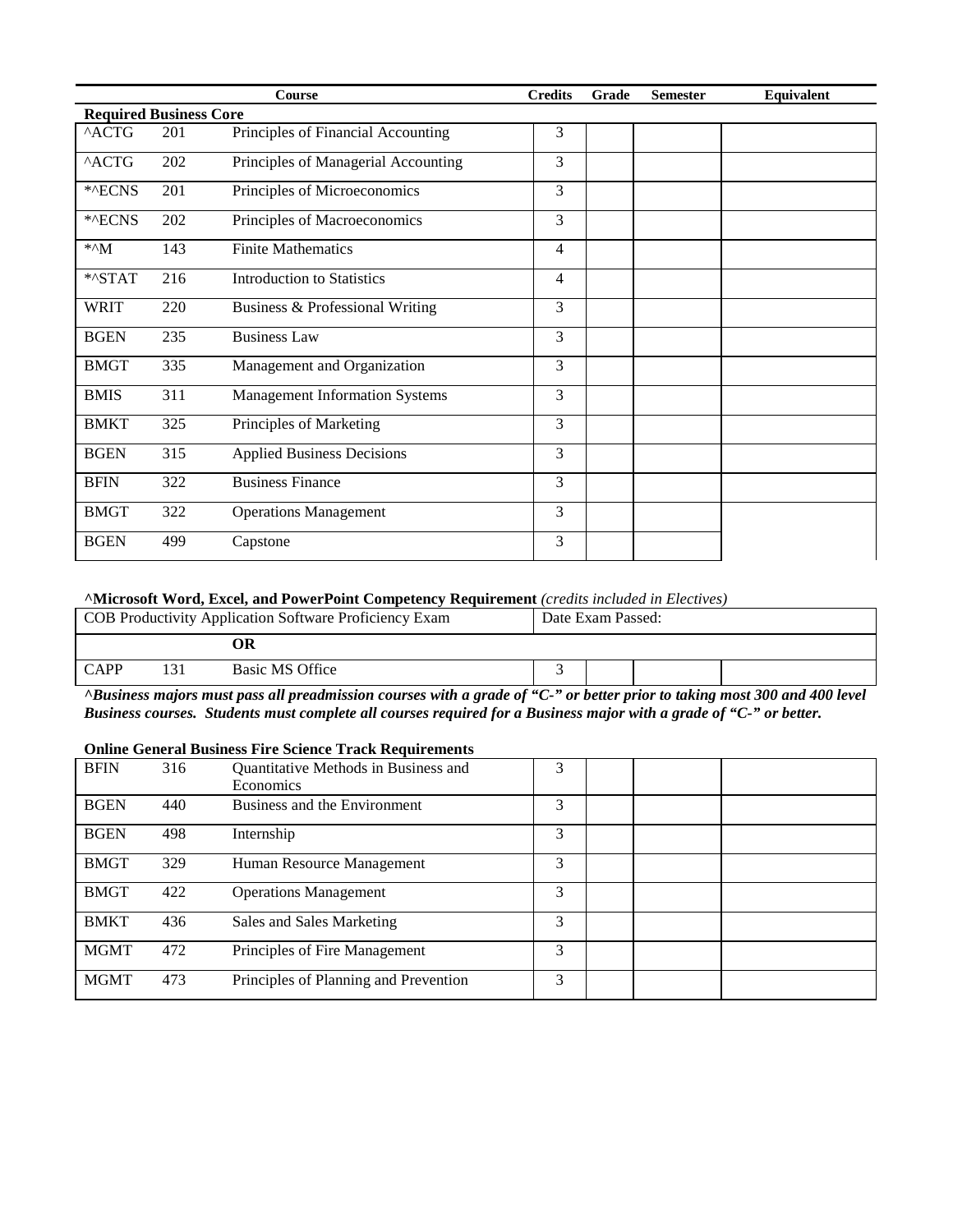| | | Course | Credits | Grade | Semester | Equivalent |
|---|---|---|---|---|---|---|
| **Required Business Core** | | | | | | |
| ^ACTG | 201 | Principles of Financial Accounting | 3 | | | |
| ^ACTG | 202 | Principles of Managerial Accounting | 3 | | | |
| *^ECNS | 201 | Principles of Microeconomics | 3 | | | |
| *^ECNS | 202 | Principles of Macroeconomics | 3 | | | |
| *^M | 143 | Finite Mathematics | 4 | | | |
| *^STAT | 216 | Introduction to Statistics | 4 | | | |
| WRIT | 220 | Business & Professional Writing | 3 | | | |
| BGEN | 235 | Business Law | 3 | | | |
| BMGT | 335 | Management and Organization | 3 | | | |
| BMIS | 311 | Management Information Systems | 3 | | | |
| BMKT | 325 | Principles of Marketing | 3 | | | |
| BGEN | 315 | Applied Business Decisions | 3 | | | |
| BFIN | 322 | Business Finance | 3 | | | |
| BMGT | 322 | Operations Management | 3 | | | |
| BGEN | 499 | Capstone | 3 | | | |

**^Microsoft Word, Excel, and PowerPoint Competency Requirement** *(credits included in Electives)*

| | | | | | | |
|---|---|---|---|---|---|---|
| COB Productivity Application Software Proficiency Exam | | | Date Exam Passed: | | | |
| | | **OR** | | | | |
| CAPP | 131 | Basic MS Office | 3 | | | |

***^Business majors must pass all preadmission courses with a grade of "C-" or better prior to taking most 300 and 400 level Business courses. Students must complete all courses required for a Business major with a grade of "C-" or better.***

**Online General Business Fire Science Track Requirements**

| | | | | | | |
|---|---|---|---|---|---|---|
| BFIN | 316 | Quantitative Methods in Business and Economics | 3 | | | |
| BGEN | 440 | Business and the Environment | 3 | | | |
| BGEN | 498 | Internship | 3 | | | |
| BMGT | 329 | Human Resource Management | 3 | | | |
| BMGT | 422 | Operations Management | 3 | | | |
| BMKT | 436 | Sales and Sales Marketing | 3 | | | |
| MGMT | 472 | Principles of Fire Management | 3 | | | |
| MGMT | 473 | Principles of Planning and Prevention | 3 | | | |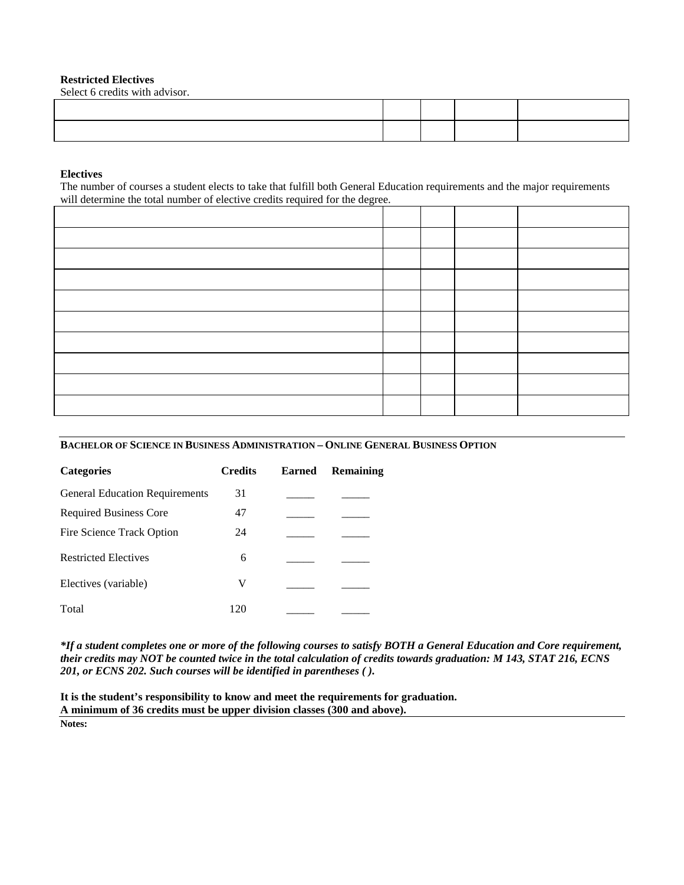**Restricted Electives**

Select 6 credits with advisor.

| | | | | |
|---|---|---|---|---|
| | | | | |
| | | | | |

**Electives**

The number of courses a student elects to take that fulfill both General Education requirements and the major requirements will determine the total number of elective credits required for the degree.

| | | | | |
|---|---|---|---|---|
| | | | | |
| | | | | |
| | | | | |
| | | | | |
| | | | | |
| | | | | |
| | | | | |
| | | | | |
| | | | | |
| | | | | |

**BACHELOR OF SCIENCE IN BUSINESS ADMINISTRATION – ONLINE GENERAL BUSINESS OPTION**

| Categories | Credits | Earned | Remaining |
|---|---|---|---|
| General Education Requirements | 31 | _____ | _____ |
| Required Business Core | 47 | _____ | _____ |
| Fire Science Track Option | 24 | _____ | _____ |
| Restricted Electives | 6 | _____ | _____ |
| Electives (variable) | V | _____ | _____ |
| Total | 120 | _____ | _____ |

***If a student completes one or more of the following courses to satisfy BOTH a General Education and Core requirement, their credits may NOT be counted twice in the total calculation of credits towards graduation: M 143, STAT 216, ECNS 201, or ECNS 202. Such courses will be identified in parentheses ( ).***

**It is the student's responsibility to know and meet the requirements for graduation.**
**A minimum of 36 credits must be upper division classes (300 and above).**

**Notes:**